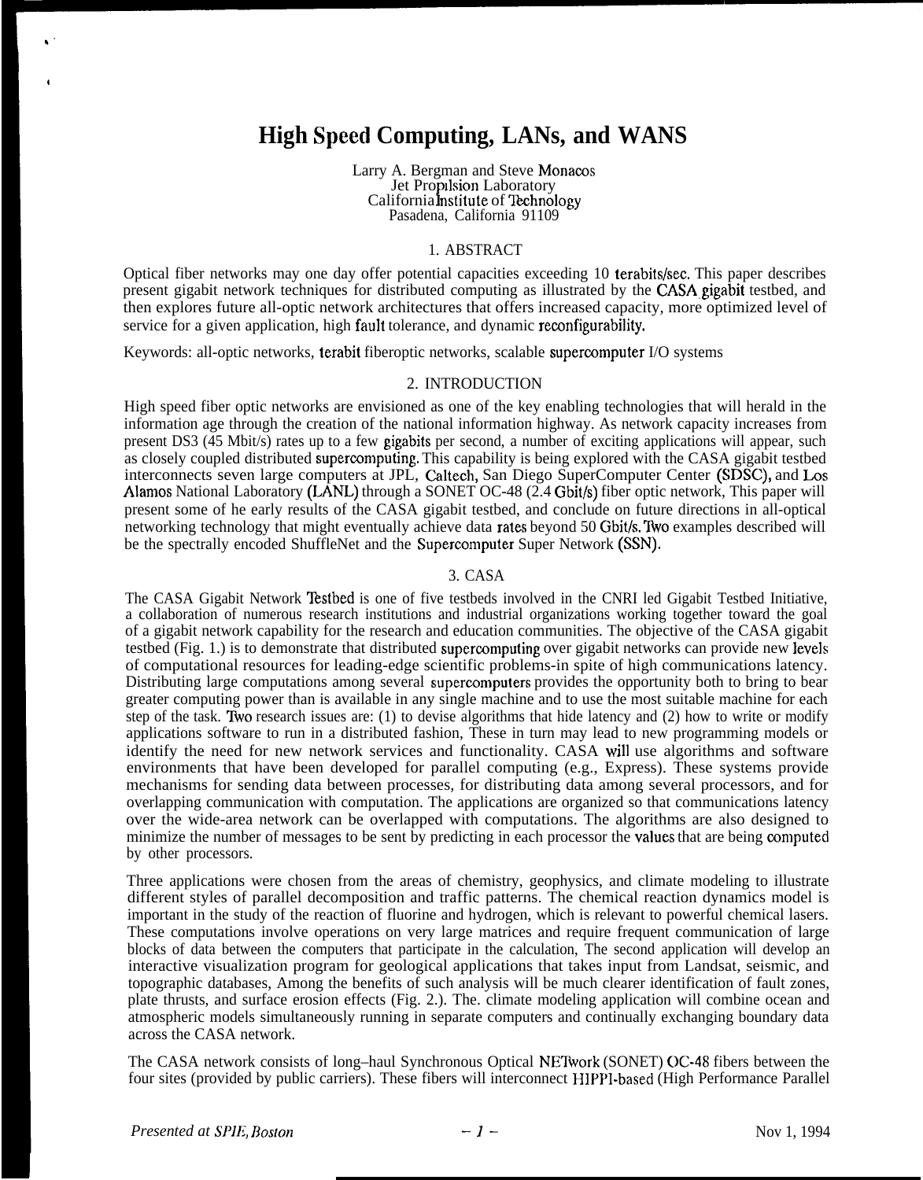# High Speed Computing, LANs, and WANS

Larry A. Bergman and Steve Monacos
Jet Propulsion Laboratory
California Institute of Technology
Pasadena, California 91109

## 1. ABSTRACT

Optical fiber networks may one day offer potential capacities exceeding 10 terabits/sec. This paper describes present gigabit network techniques for distributed computing as illustrated by the CASA gigabit testbed, and then explores future all-optic network architectures that offers increased capacity, more optimized level of service for a given application, high fault tolerance, and dynamic reconfigurability.

Keywords: all-optic networks, terabit fiberoptic networks, scalable supercomputer I/O systems

## 2. INTRODUCTION

High speed fiber optic networks are envisioned as one of the key enabling technologies that will herald in the information age through the creation of the national information highway. As network capacity increases from present DS3 (45 Mbit/s) rates up to a few gigabits per second, a number of exciting applications will appear, such as closely coupled distributed supercomputing. This capability is being explored with the CASA gigabit testbed interconnects seven large computers at JPL, Caltech, San Diego SuperComputer Center (SDSC), and Los Alamos National Laboratory (LANL) through a SONET OC-48 (2.4 Gbit/s) fiber optic network, This paper will present some of he early results of the CASA gigabit testbed, and conclude on future directions in all-optical networking technology that might eventually achieve data rates beyond 50 Gbit/s. Two examples described will be the spectrally encoded ShuffleNet and the Supercomputer Super Network (SSN).

## 3. CASA

The CASA Gigabit Network Testbed is one of five testbeds involved in the CNRI led Gigabit Testbed Initiative, a collaboration of numerous research institutions and industrial organizations working together toward the goal of a gigabit network capability for the research and education communities. The objective of the CASA gigabit testbed (Fig. 1.) is to demonstrate that distributed supercomputing over gigabit networks can provide new levels of computational resources for leading-edge scientific problems-in spite of high communications latency. Distributing large computations among several supercomputers provides the opportunity both to bring to bear greater computing power than is available in any single machine and to use the most suitable machine for each step of the task. Two research issues are: (1) to devise algorithms that hide latency and (2) how to write or modify applications software to run in a distributed fashion, These in turn may lead to new programming models or identify the need for new network services and functionality. CASA will use algorithms and software environments that have been developed for parallel computing (e.g., Express). These systems provide mechanisms for sending data between processes, for distributing data among several processors, and for overlapping communication with computation. The applications are organized so that communications latency over the wide-area network can be overlapped with computations. The algorithms are also designed to minimize the number of messages to be sent by predicting in each processor the values that are being computed by other processors.

Three applications were chosen from the areas of chemistry, geophysics, and climate modeling to illustrate different styles of parallel decomposition and traffic patterns. The chemical reaction dynamics model is important in the study of the reaction of fluorine and hydrogen, which is relevant to powerful chemical lasers. These computations involve operations on very large matrices and require frequent communication of large blocks of data between the computers that participate in the calculation, The second application will develop an interactive visualization program for geological applications that takes input from Landsat, seismic, and topographic databases, Among the benefits of such analysis will be much clearer identification of fault zones, plate thrusts, and surface erosion effects (Fig. 2.). The. climate modeling application will combine ocean and atmospheric models simultaneously running in separate computers and continually exchanging boundary data across the CASA network.

The CASA network consists of long–haul Synchronous Optical NETwork (SONET) OC-48 fibers between the four sites (provided by public carriers). These fibers will interconnect HIPPI-based (High Performance Parallel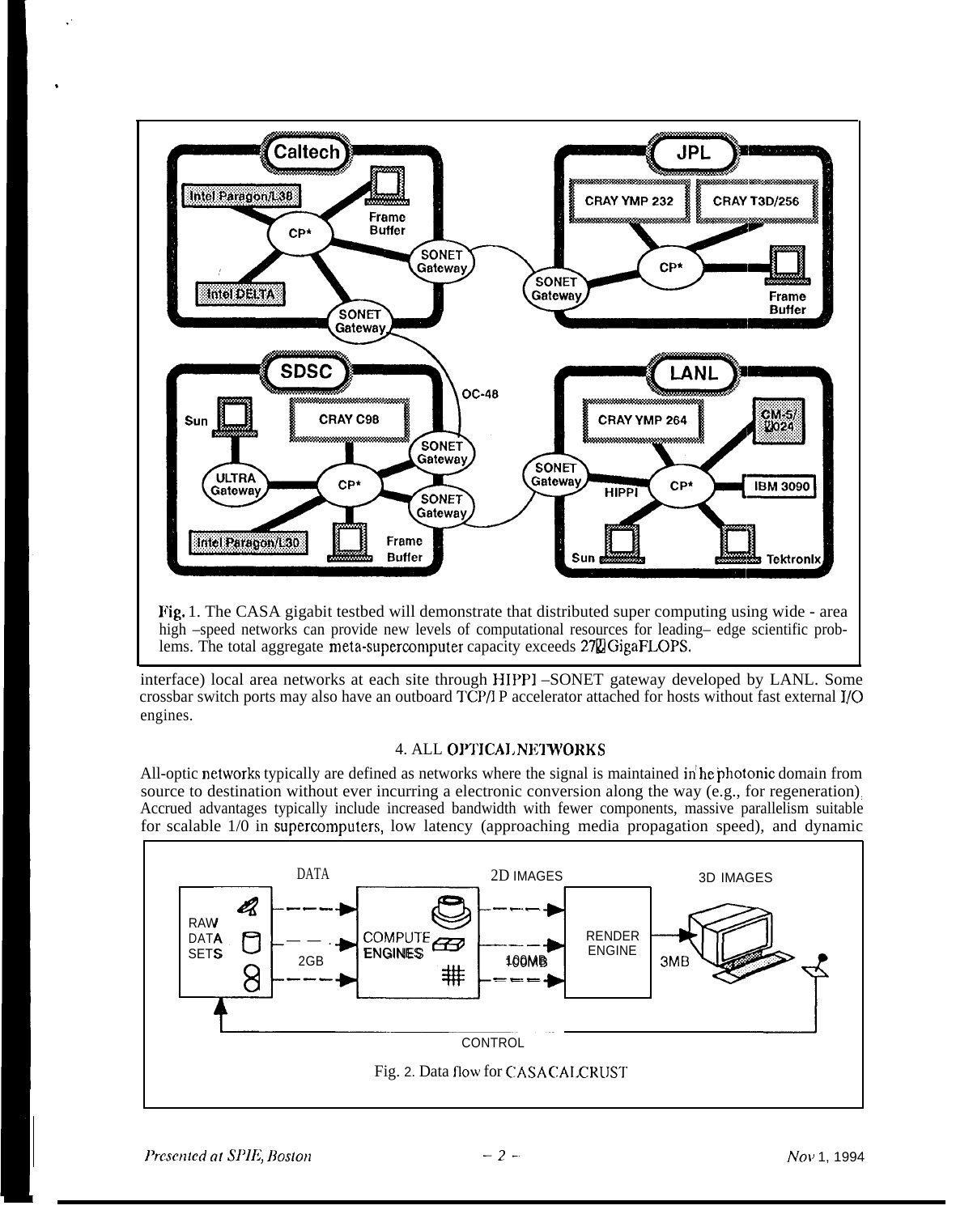Fig. 1. The CASA gigabit testbed will demonstrate that distributed super computing using wide - area high –speed networks can provide new levels of computational resources for leading– edge scientific problems. The total aggregate meta-supercomputer capacity exceeds 270 GigaFLOPS.

interface) local area networks at each site through HIPPI –SONET gateway developed by LANL. Some crossbar switch ports may also have an outboard TCP/IP accelerator attached for hosts without fast external I/O engines.

## 4. ALL OPTICAL NETWORKS

All-optic networks typically are defined as networks where the signal is maintained in the photonic domain from source to destination without ever incurring a electronic conversion along the way (e.g., for regeneration). Accrued advantages typically include increased bandwidth with fewer components, massive parallelism suitable for scalable I/O in supercomputers, low latency (approaching media propagation speed), and dynamic

Fig. 2. Data flow for CASA CALCRUST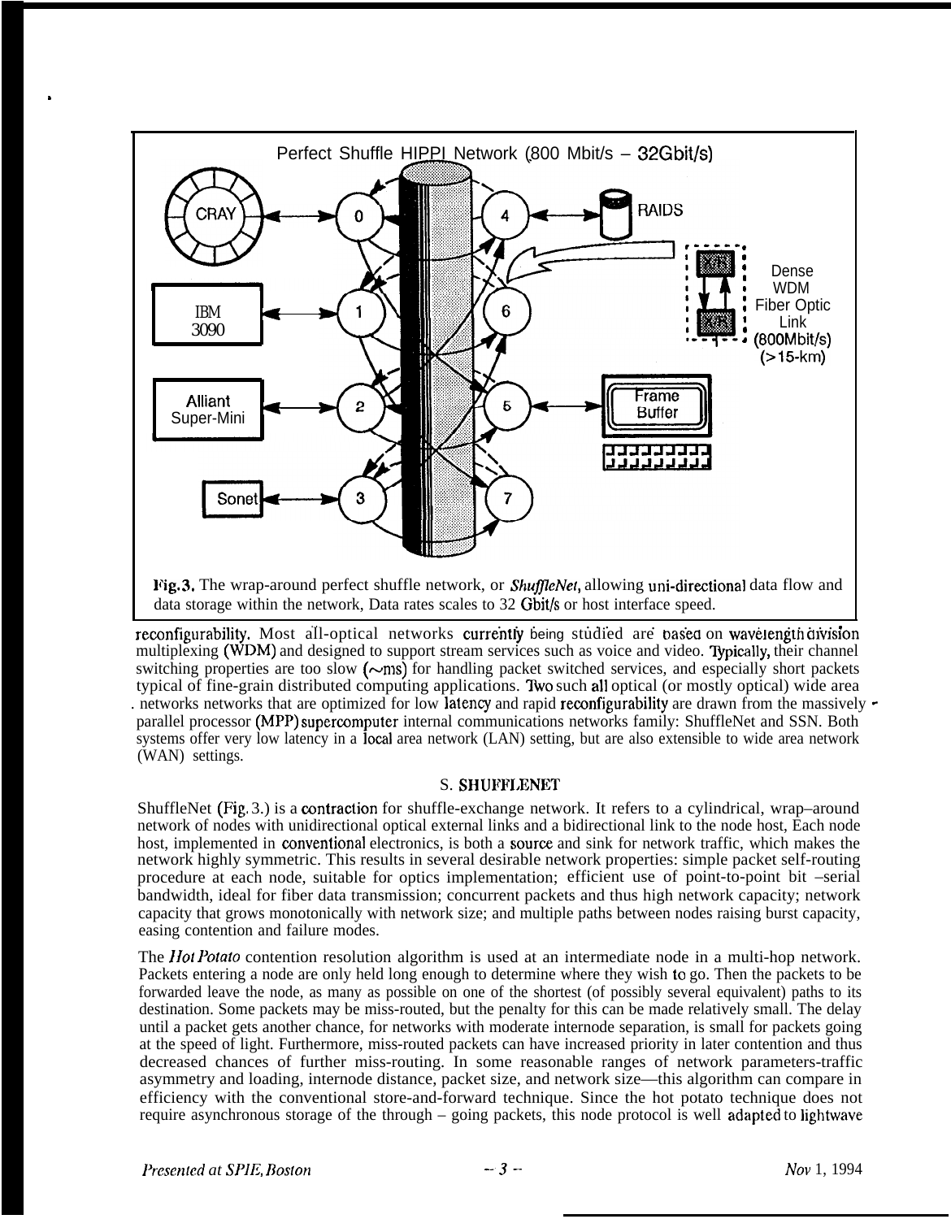Fig. 3. The wrap-around perfect shuffle network, or *ShuffleNet*, allowing uni-directional data flow and data storage within the network, Data rates scales to 32 Gbit/s or host interface speed.

reconfigurability. Most all-optical networks currently being studied are based on wavelength division multiplexing (WDM) and designed to support stream services such as voice and video. Typically, their channel switching properties are too slow (~ms) for handling packet switched services, and especially short packets typical of fine-grain distributed computing applications. Two such all optical (or mostly optical) wide area networks networks that are optimized for low latency and rapid reconfigurability are drawn from the massively parallel processor (MPP) supercomputer internal communications networks family: ShuffleNet and SSN. Both systems offer very low latency in a local area network (LAN) setting, but are also extensible to wide area network (WAN) settings.

## S. SHUFFLENET

ShuffleNet (Fig. 3.) is a contraction for shuffle-exchange network. It refers to a cylindrical, wrap–around network of nodes with unidirectional optical external links and a bidirectional link to the node host, Each node host, implemented in conventional electronics, is both a source and sink for network traffic, which makes the network highly symmetric. This results in several desirable network properties: simple packet self-routing procedure at each node, suitable for optics implementation; efficient use of point-to-point bit –serial bandwidth, ideal for fiber data transmission; concurrent packets and thus high network capacity; network capacity that grows monotonically with network size; and multiple paths between nodes raising burst capacity, easing contention and failure modes.

The *Hot Potato* contention resolution algorithm is used at an intermediate node in a multi-hop network. Packets entering a node are only held long enough to determine where they wish to go. Then the packets to be forwarded leave the node, as many as possible on one of the shortest (of possibly several equivalent) paths to its destination. Some packets may be miss-routed, but the penalty for this can be made relatively small. The delay until a packet gets another chance, for networks with moderate internode separation, is small for packets going at the speed of light. Furthermore, miss-routed packets can have increased priority in later contention and thus decreased chances of further miss-routing. In some reasonable ranges of network parameters-traffic asymmetry and loading, internode distance, packet size, and network size—this algorithm can compare in efficiency with the conventional store-and-forward technique. Since the hot potato technique does not require asynchronous storage of the through – going packets, this node protocol is well adapted to lightwave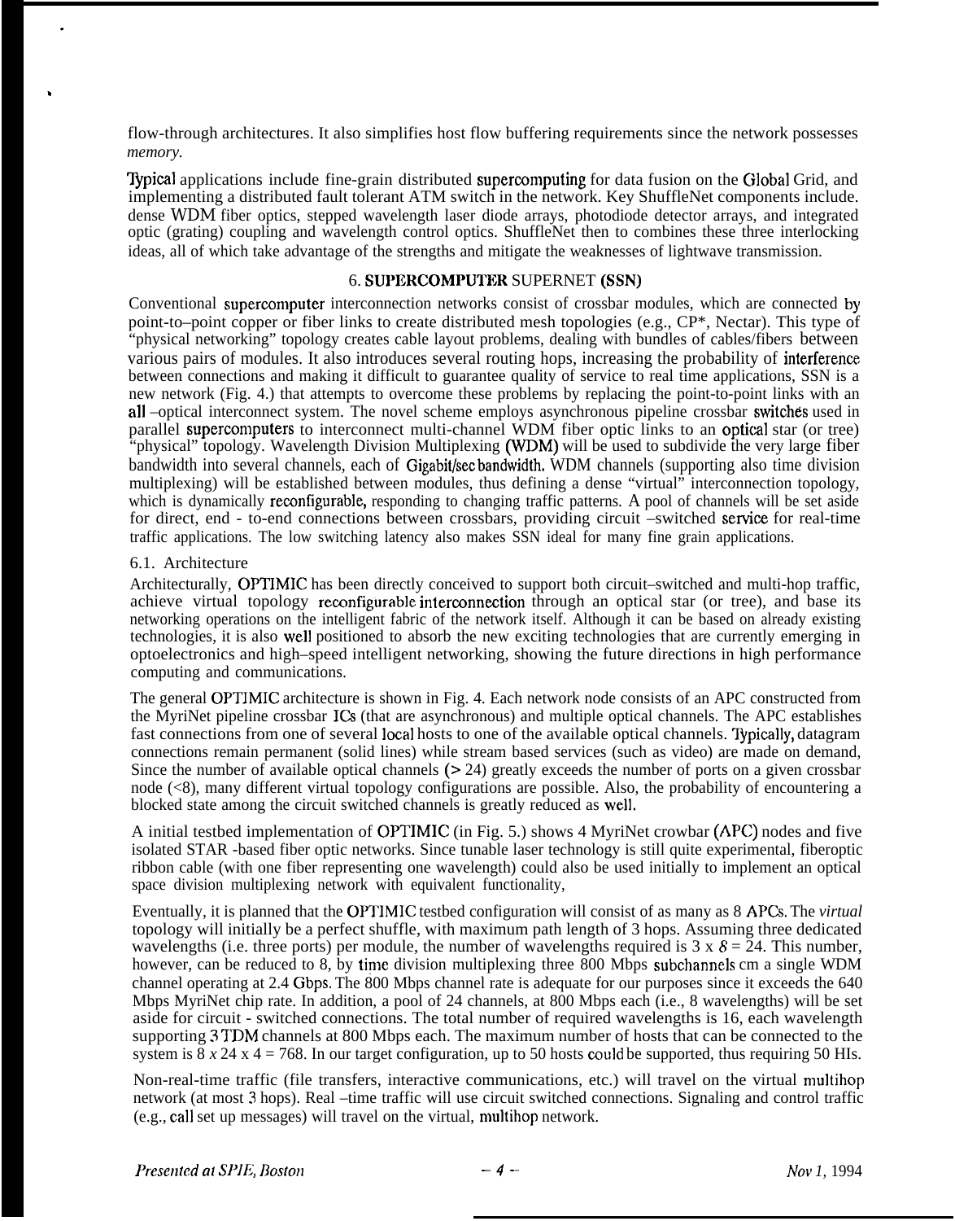flow-through architectures. It also simplifies host flow buffering requirements since the network possesses *memory.*

Typical applications include fine-grain distributed supercomputing for data fusion on the Global Grid, and implementing a distributed fault tolerant ATM switch in the network. Key ShuffleNet components include. dense WDM fiber optics, stepped wavelength laser diode arrays, photodiode detector arrays, and integrated optic (grating) coupling and wavelength control optics. ShuffleNet then to combines these three interlocking ideas, all of which take advantage of the strengths and mitigate the weaknesses of lightwave transmission.

## 6. SUPERCOMPUTER SUPERNET (SSN)

Conventional supercomputer interconnection networks consist of crossbar modules, which are connected by point–to–point copper or fiber links to create distributed mesh topologies (e.g., CP*, Nectar). This type of "physical networking" topology creates cable layout problems, dealing with bundles of cables/fibers between various pairs of modules. It also introduces several routing hops, increasing the probability of interference between connections and making it difficult to guarantee quality of service to real time applications, SSN is a new network (Fig. 4.) that attempts to overcome these problems by replacing the point-to-point links with an all –optical interconnect system. The novel scheme employs asynchronous pipeline crossbar switches used in parallel supercomputers to interconnect multi-channel WDM fiber optic links to an optical star (or tree) "physical" topology. Wavelength Division Multiplexing (WDM) will be used to subdivide the very large fiber bandwidth into several channels, each of Gigabit/sec bandwidth. WDM channels (supporting also time division multiplexing) will be established between modules, thus defining a dense "virtual" interconnection topology, which is dynamically reconfigurable, responding to changing traffic patterns. A pool of channels will be set aside for direct, end - to-end connections between crossbars, providing circuit –switched service for real-time traffic applications. The low switching latency also makes SSN ideal for many fine grain applications.

### 6.1. Architecture

Architecturally, OPTIMIC has been directly conceived to support both circuit–switched and multi-hop traffic, achieve virtual topology reconfigurable interconnection through an optical star (or tree), and base its networking operations on the intelligent fabric of the network itself. Although it can be based on already existing technologies, it is also well positioned to absorb the new exciting technologies that are currently emerging in optoelectronics and high–speed intelligent networking, showing the future directions in high performance computing and communications.

The general OPTIMIC architecture is shown in Fig. 4. Each network node consists of an APC constructed from the MyriNet pipeline crossbar ICs (that are asynchronous) and multiple optical channels. The APC establishes fast connections from one of several local hosts to one of the available optical channels. Typically, datagram connections remain permanent (solid lines) while stream based services (such as video) are made on demand, Since the number of available optical channels (> 24) greatly exceeds the number of ports on a given crossbar node (<8), many different virtual topology configurations are possible. Also, the probability of encountering a blocked state among the circuit switched channels is greatly reduced as well.

A initial testbed implementation of OPTIMIC (in Fig. 5.) shows 4 MyriNet crowbar (APC) nodes and five isolated STAR -based fiber optic networks. Since tunable laser technology is still quite experimental, fiberoptic ribbon cable (with one fiber representing one wavelength) could also be used initially to implement an optical space division multiplexing network with equivalent functionality,

Eventually, it is planned that the OPTIMIC testbed configuration will consist of as many as 8 APCs. The *virtual* topology will initially be a perfect shuffle, with maximum path length of 3 hops. Assuming three dedicated wavelengths (i.e. three ports) per module, the number of wavelengths required is $3 \times 8 = 24$. This number, however, can be reduced to 8, by time division multiplexing three 800 Mbps subchannels cm a single WDM channel operating at 2.4 Gbps. The 800 Mbps channel rate is adequate for our purposes since it exceeds the 640 Mbps MyriNet chip rate. In addition, a pool of 24 channels, at 800 Mbps each (i.e., 8 wavelengths) will be set aside for circuit - switched connections. The total number of required wavelengths is 16, each wavelength supporting 3 TDM channels at 800 Mbps each. The maximum number of hosts that can be connected to the system is $8 \times 24 \times 4 = 768$. In our target configuration, up to 50 hosts could be supported, thus requiring 50 HIs.

Non-real-time traffic (file transfers, interactive communications, etc.) will travel on the virtual multihop network (at most 3 hops). Real –time traffic will use circuit switched connections. Signaling and control traffic (e.g., call set up messages) will travel on the virtual, multihop network.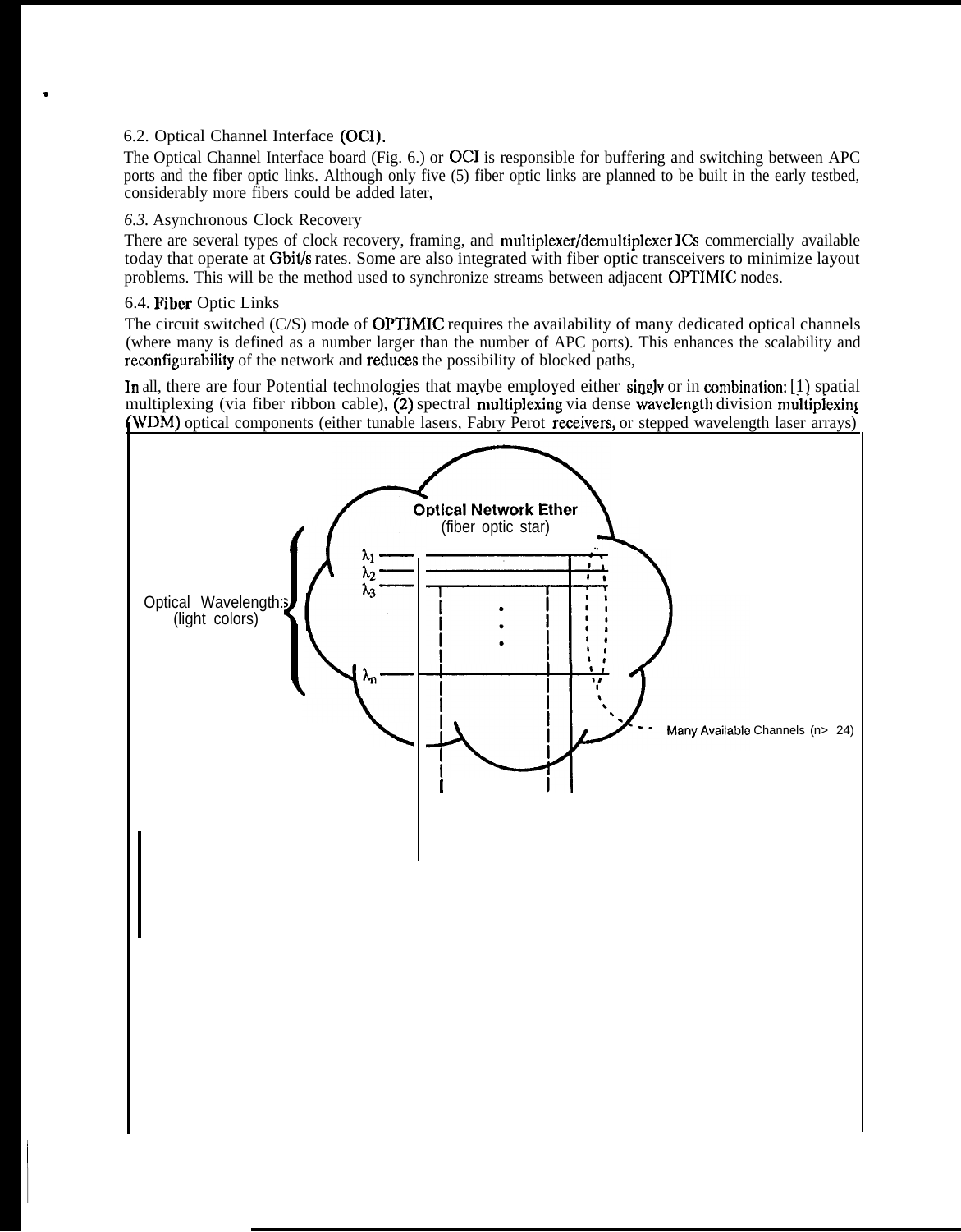## 6.2. Optical Channel Interface (OCI).

The Optical Channel Interface board (Fig. 6.) or OCI is responsible for buffering and switching between APC ports and the fiber optic links. Although only five (5) fiber optic links are planned to be built in the early testbed, considerably more fibers could be added later,

## *6.3.* Asynchronous Clock Recovery

There are several types of clock recovery, framing, and multiplexer/demultiplexer ICs commercially available today that operate at Gbit/s rates. Some are also integrated with fiber optic transceivers to minimize layout problems. This will be the method used to synchronize streams between adjacent OPTIMIC nodes.

## 6.4. Fiber Optic Links

The circuit switched (C/S) mode of OPTIMIC requires the availability of many dedicated optical channels (where many is defined as a number larger than the number of APC ports). This enhances the scalability and reconfigurability of the network and reduces the possibility of blocked paths,

In all, there are four Potential technologies that maybe employed either singly or in combination: [1) spatial multiplexing (via fiber ribbon cable), (2) spectral multiplexing via dense wavelength division multiplexing (WDM) optical components (either tunable lasers, Fabry Perot receivers, or stepped wavelength laser arrays)

**Optical Network Ether**
(fiber optic star)

Optical Wavelengths (light colors)

$\lambda_1$
$\lambda_2$
$\lambda_3$
$\lambda_n$

Many Available Channels (n> 24)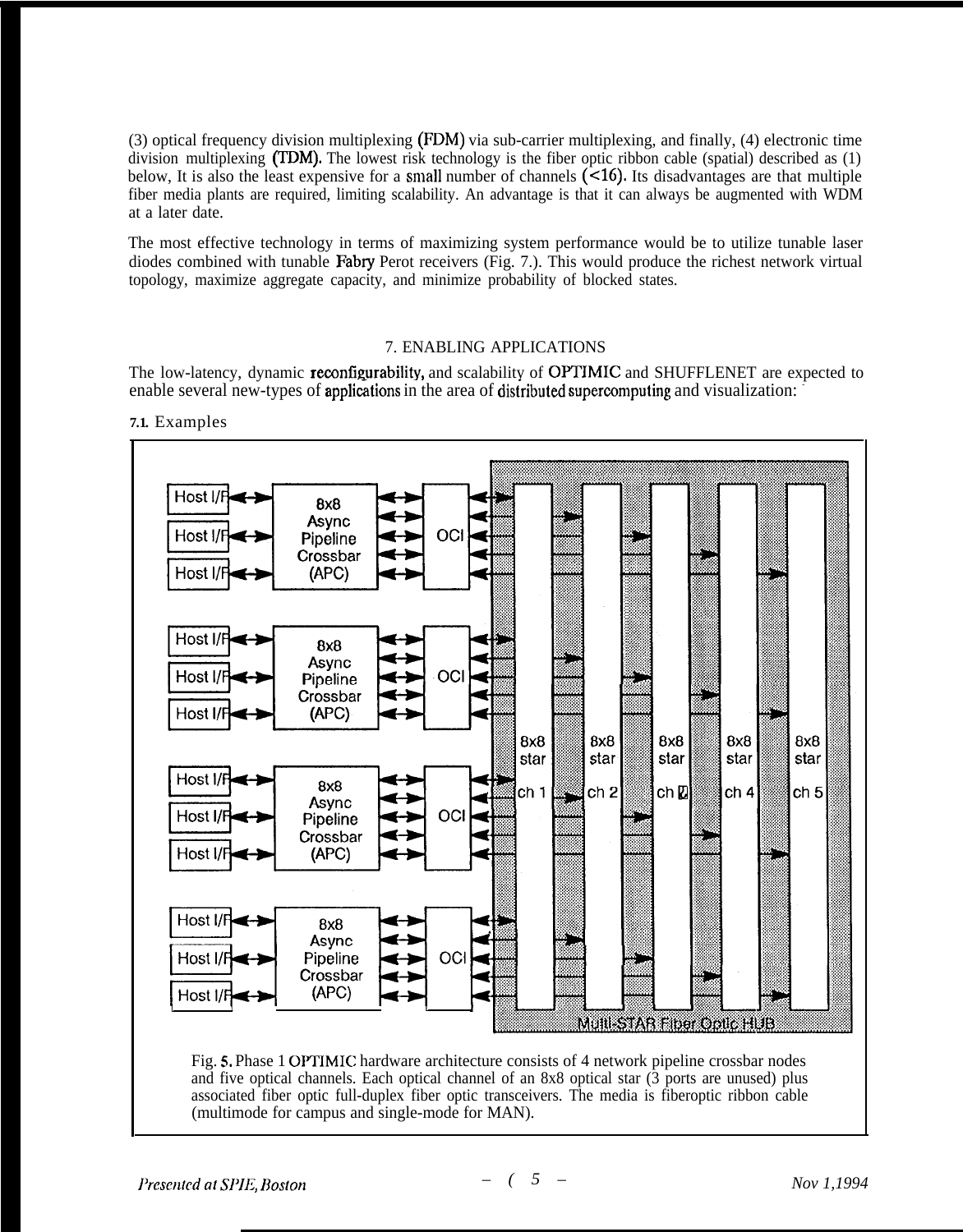(3) optical frequency division multiplexing (FDM) via sub-carrier multiplexing, and finally, (4) electronic time division multiplexing (TDM). The lowest risk technology is the fiber optic ribbon cable (spatial) described as (1) below, It is also the least expensive for a small number of channels (<16). Its disadvantages are that multiple fiber media plants are required, limiting scalability. An advantage is that it can always be augmented with WDM at a later date.

The most effective technology in terms of maximizing system performance would be to utilize tunable laser diodes combined with tunable Fabry Perot receivers (Fig. 7.). This would produce the richest network virtual topology, maximize aggregate capacity, and minimize probability of blocked states.

## 7. ENABLING APPLICATIONS

The low-latency, dynamic reconfigurability, and scalability of OPTIMIC and SHUFFLENET are expected to enable several new-types of applications in the area of distributed supercomputing and visualization:

### 7.1. Examples

Fig. 5. Phase 1 OPTIMIC hardware architecture consists of 4 network pipeline crossbar nodes and five optical channels. Each optical channel of an 8x8 optical star (3 ports are unused) plus associated fiber optic full-duplex fiber optic transceivers. The media is fiberoptic ribbon cable (multimode for campus and single-mode for MAN).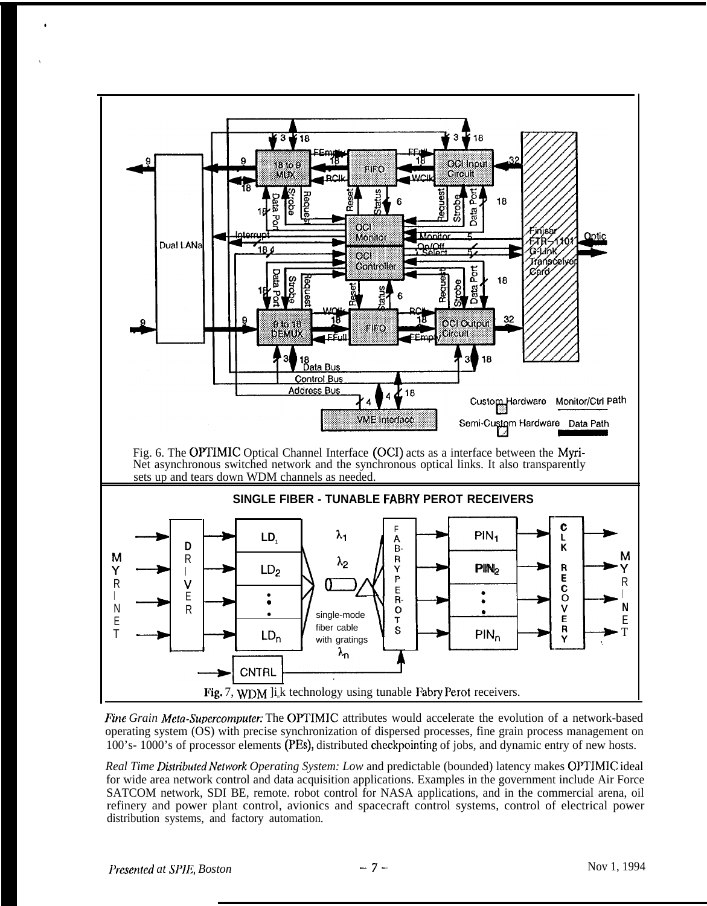Fig. 6. The OPTIMIC Optical Channel Interface (OCI) acts as a interface between the Myri-Net asynchronous switched network and the synchronous optical links. It also transparently sets up and tears down WDM channels as needed.

**SINGLE FIBER - TUNABLE FABRY PEROT RECEIVERS**

Fig. 7, WDM link technology using tunable Fabry Perot receivers.

*Fine Grain Meta-Supercomputer:* The OPTIMIC attributes would accelerate the evolution of a network-based operating system (OS) with precise synchronization of dispersed processes, fine grain process management on 100's- 1000's of processor elements (PEs), distributed checkpointing of jobs, and dynamic entry of new hosts.

*Real Time Distributed Network Operating System:* Low and predictable (bounded) latency makes OPTIMIC ideal for wide area network control and data acquisition applications. Examples in the government include Air Force SATCOM network, SDI BE, remote. robot control for NASA applications, and in the commercial arena, oil refinery and power plant control, avionics and spacecraft control systems, control of electrical power distribution systems, and factory automation.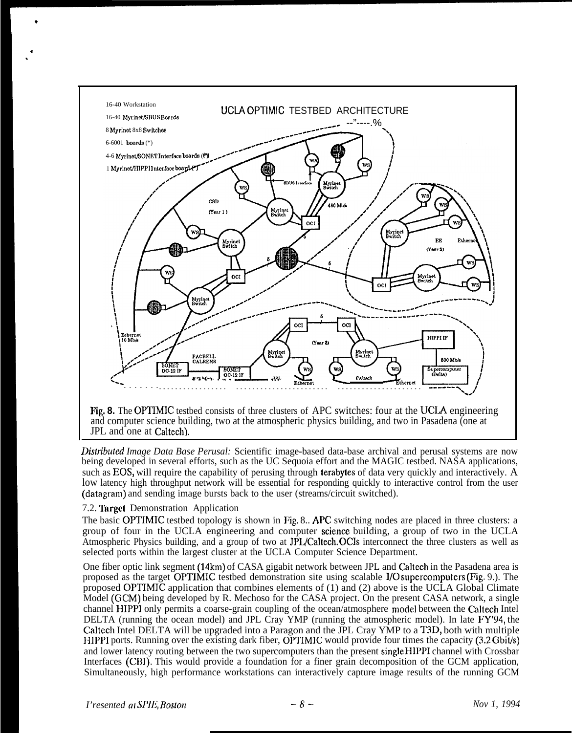**Fig. 8.** The OPTIMIC testbed consists of three clusters of APC switches: four at the UCLA engineering and computer science building, two at the atmospheric physics building, and two in Pasadena (one at JPL and one at Caltech).

*Distributed Image Data Base Perusal:* Scientific image-based data-base archival and perusal systems are now being developed in several efforts, such as the UC Sequoia effort and the MAGIC testbed. NASA applications, such as EOS, will require the capability of perusing through terabytes of data very quickly and interactively. A low latency high throughput network will be essential for responding quickly to interactive control from the user (datagram) and sending image bursts back to the user (streams/circuit switched).

### 7.2. Target Demonstration Application

The basic OPTIMIC testbed topology is shown in Fig. 8.. APC switching nodes are placed in three clusters: a group of four in the UCLA engineering and computer science building, a group of two in the UCLA Atmospheric Physics building, and a group of two at JPL/Caltech. OCIs interconnect the three clusters as well as selected ports within the largest cluster at the UCLA Computer Science Department.

One fiber optic link segment (14km) of CASA gigabit network between JPL and Caltech in the Pasadena area is proposed as the target OPTIMIC testbed demonstration site using scalable I/O supercomputers (Fig. 9.). The proposed OPTIMIC application that combines elements of (1) and (2) above is the UCLA Global Climate Model (GCM) being developed by R. Mechoso for the CASA project. On the present CASA network, a single channel HIPPI only permits a coarse-grain coupling of the ocean/atmosphere model between the Caltech Intel DELTA (running the ocean model) and JPL Cray YMP (running the atmospheric model). In late FY'94, the Caltech Intel DELTA will be upgraded into a Paragon and the JPL Cray YMP to a T3D, both with multiple HIPPI ports. Running over the existing dark fiber, OPTIMIC would provide four times the capacity (3.2 Gbit/s) and lower latency routing between the two supercomputers than the present single HIPPI channel with Crossbar Interfaces (CBI). This would provide a foundation for a finer grain decomposition of the GCM application, Simultaneously, high performance workstations can interactively capture image results of the running GCM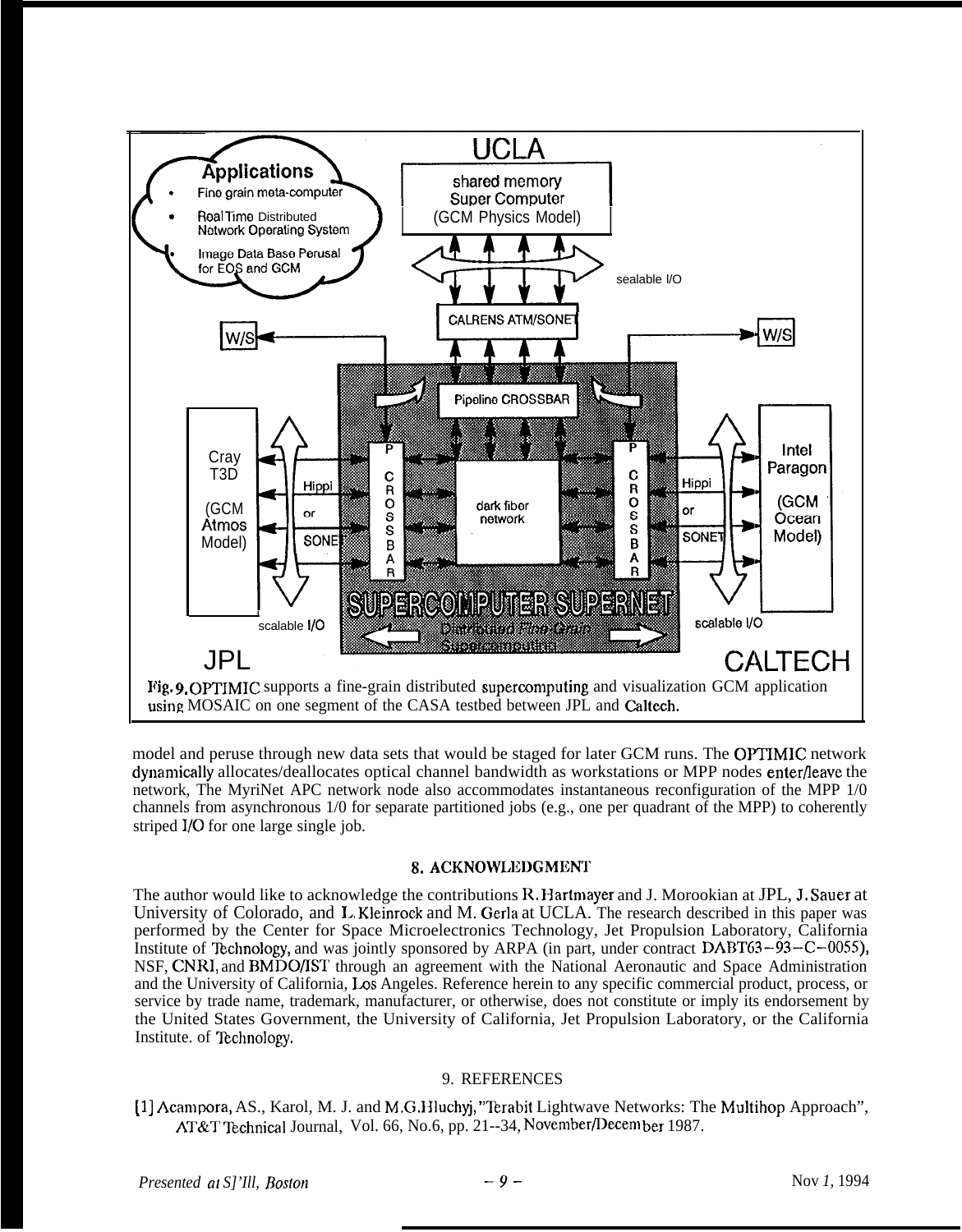Fig. 9. OPTIMIC supports a fine-grain distributed supercomputing and visualization GCM application using MOSAIC on one segment of the CASA testbed between JPL and Caltech.

model and peruse through new data sets that would be staged for later GCM runs. The OPTIMIC network dynamically allocates/deallocates optical channel bandwidth as workstations or MPP nodes enter/leave the network, The MyriNet APC network node also accommodates instantaneous reconfiguration of the MPP 1/0 channels from asynchronous 1/0 for separate partitioned jobs (e.g., one per quadrant of the MPP) to coherently striped I/O for one large single job.

## 8. ACKNOWLEDGMENT

The author would like to acknowledge the contributions R. Hartmayer and J. Morookian at JPL, J. Sauer at University of Colorado, and L. Kleinrock and M. Gerla at UCLA. The research described in this paper was performed by the Center for Space Microelectronics Technology, Jet Propulsion Laboratory, California Institute of Technology, and was jointly sponsored by ARPA (in part, under contract DABT63-93-C-0055), NSF, CNRI, and BMDO/IST through an agreement with the National Aeronautic and Space Administration and the University of California, Los Angeles. Reference herein to any specific commercial product, process, or service by trade name, trademark, manufacturer, or otherwise, does not constitute or imply its endorsement by the United States Government, the University of California, Jet Propulsion Laboratory, or the California Institute. of Technology.

## 9. REFERENCES

[1] Acampora, AS., Karol, M. J. and M.G. Hluchyj, "Terabit Lightwave Networks: The Multihop Approach", AT&T Technical Journal, Vol. 66, No.6, pp. 21--34, November/December 1987.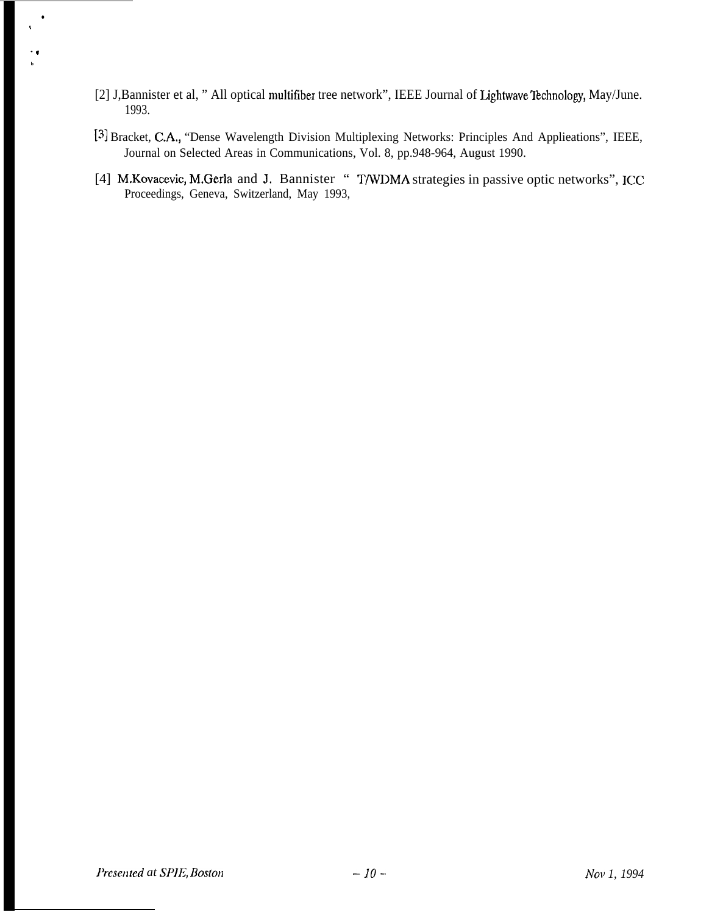[2] J,Bannister et al, " All optical multifiber tree network", IEEE Journal of Lightwave Technology, May/June. 1993.

[3] Bracket, C.A., "Dense Wavelength Division Multiplexing Networks: Principles And Applieations", IEEE, Journal on Selected Areas in Communications, Vol. 8, pp.948-964, August 1990.

[4] M.Kovacevic, M.Gerla and J. Bannister " T/WDMA strategies in passive optic networks", ICC Proceedings, Geneva, Switzerland, May 1993,